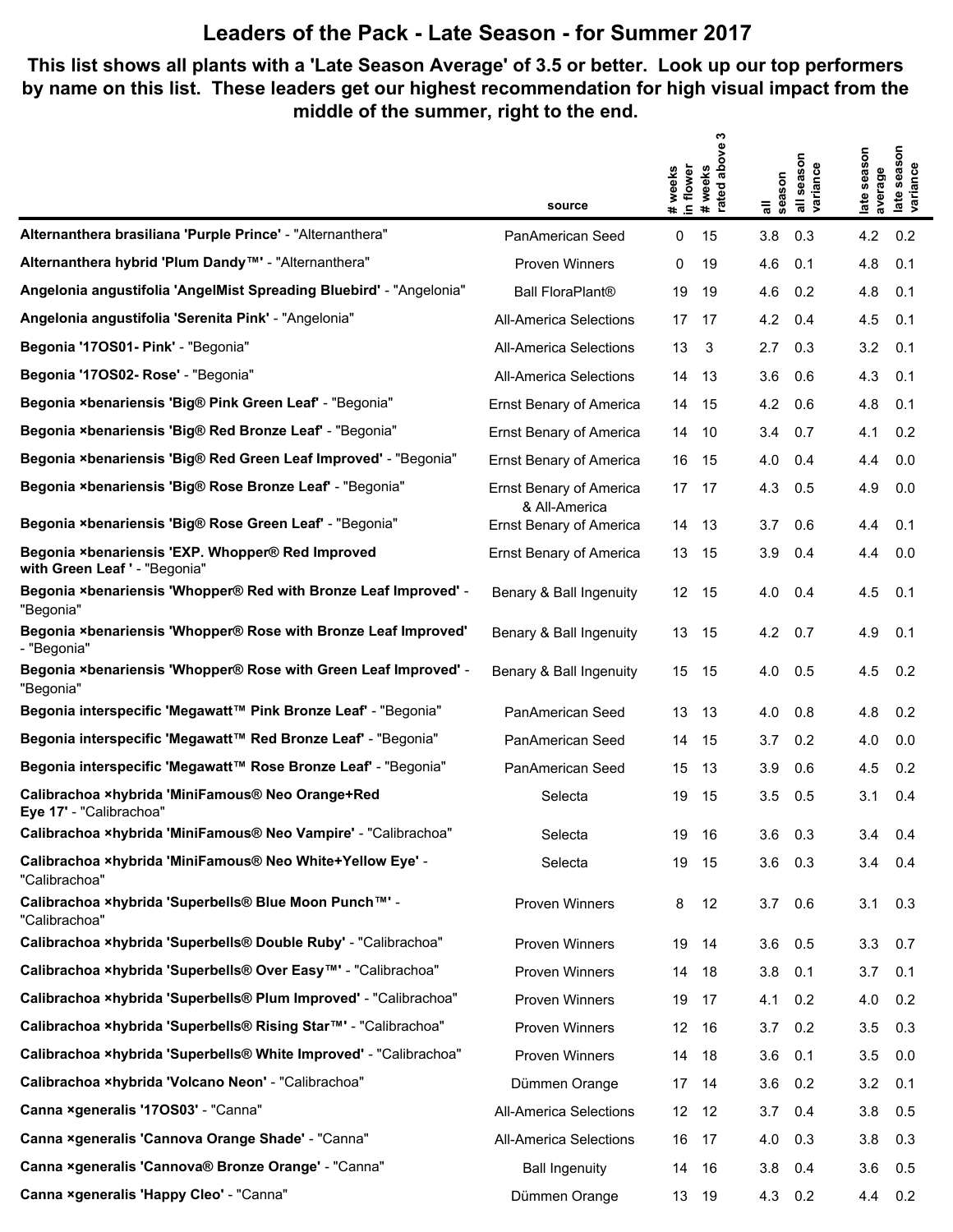# Leaders of the Pack - Late Season - for Summer 2017

**This list shows all plants with a 'Late Season Average' of 3.5 or better. Look up our top performers by name on this list. These leaders get our highest recommendation for high visual impact from the middle of the summer, right to the end.**

| | source | # weeks in flower | # weeks rated above 3 | all season | all season variance | late season average | late season variance |
|---|---|---|---|---|---|---|---|
| **Alternanthera brasiliana 'Purple Prince'** - "Alternanthera" | PanAmerican Seed | 0 | 15 | 3.8 | 0.3 | 4.2 | 0.2 |
| **Alternanthera hybrid 'Plum Dandy™'** - "Alternanthera" | Proven Winners | 0 | 19 | 4.6 | 0.1 | 4.8 | 0.1 |
| **Angelonia angustifolia 'AngelMist Spreading Bluebird'** - "Angelonia" | Ball FloraPlant® | 19 | 19 | 4.6 | 0.2 | 4.8 | 0.1 |
| **Angelonia angustifolia 'Serenita Pink'** - "Angelonia" | All-America Selections | 17 | 17 | 4.2 | 0.4 | 4.5 | 0.1 |
| **Begonia '17OS01- Pink'** - "Begonia" | All-America Selections | 13 | 3 | 2.7 | 0.3 | 3.2 | 0.1 |
| **Begonia '17OS02- Rose'** - "Begonia" | All-America Selections | 14 | 13 | 3.6 | 0.6 | 4.3 | 0.1 |
| **Begonia ×benariensis 'Big® Pink Green Leaf'** - "Begonia" | Ernst Benary of America | 14 | 15 | 4.2 | 0.6 | 4.8 | 0.1 |
| **Begonia ×benariensis 'Big® Red Bronze Leaf'** - "Begonia" | Ernst Benary of America | 14 | 10 | 3.4 | 0.7 | 4.1 | 0.2 |
| **Begonia ×benariensis 'Big® Red Green Leaf Improved'** - "Begonia" | Ernst Benary of America | 16 | 15 | 4.0 | 0.4 | 4.4 | 0.0 |
| **Begonia ×benariensis 'Big® Rose Bronze Leaf'** - "Begonia" | Ernst Benary of America & All-America | 17 | 17 | 4.3 | 0.5 | 4.9 | 0.0 |
| **Begonia ×benariensis 'Big® Rose Green Leaf'** - "Begonia" | Ernst Benary of America | 14 | 13 | 3.7 | 0.6 | 4.4 | 0.1 |
| **Begonia ×benariensis 'EXP. Whopper® Red Improved with Green Leaf '** - "Begonia" | Ernst Benary of America | 13 | 15 | 3.9 | 0.4 | 4.4 | 0.0 |
| **Begonia ×benariensis 'Whopper® Red with Bronze Leaf Improved'** - "Begonia" | Benary & Ball Ingenuity | 12 | 15 | 4.0 | 0.4 | 4.5 | 0.1 |
| **Begonia ×benariensis 'Whopper® Rose with Bronze Leaf Improved'** - "Begonia" | Benary & Ball Ingenuity | 13 | 15 | 4.2 | 0.7 | 4.9 | 0.1 |
| **Begonia ×benariensis 'Whopper® Rose with Green Leaf Improved'** - "Begonia" | Benary & Ball Ingenuity | 15 | 15 | 4.0 | 0.5 | 4.5 | 0.2 |
| **Begonia interspecific 'Megawatt™ Pink Bronze Leaf'** - "Begonia" | PanAmerican Seed | 13 | 13 | 4.0 | 0.8 | 4.8 | 0.2 |
| **Begonia interspecific 'Megawatt™ Red Bronze Leaf'** - "Begonia" | PanAmerican Seed | 14 | 15 | 3.7 | 0.2 | 4.0 | 0.0 |
| **Begonia interspecific 'Megawatt™ Rose Bronze Leaf'** - "Begonia" | PanAmerican Seed | 15 | 13 | 3.9 | 0.6 | 4.5 | 0.2 |
| **Calibrachoa ×hybrida 'MiniFamous® Neo Orange+Red Eye 17'** - "Calibrachoa" | Selecta | 19 | 15 | 3.5 | 0.5 | 3.1 | 0.4 |
| **Calibrachoa ×hybrida 'MiniFamous® Neo Vampire'** - "Calibrachoa" | Selecta | 19 | 16 | 3.6 | 0.3 | 3.4 | 0.4 |
| **Calibrachoa ×hybrida 'MiniFamous® Neo White+Yellow Eye'** - "Calibrachoa" | Selecta | 19 | 15 | 3.6 | 0.3 | 3.4 | 0.4 |
| **Calibrachoa ×hybrida 'Superbells® Blue Moon Punch™'** - "Calibrachoa" | Proven Winners | 8 | 12 | 3.7 | 0.6 | 3.1 | 0.3 |
| **Calibrachoa ×hybrida 'Superbells® Double Ruby'** - "Calibrachoa" | Proven Winners | 19 | 14 | 3.6 | 0.5 | 3.3 | 0.7 |
| **Calibrachoa ×hybrida 'Superbells® Over Easy™'** - "Calibrachoa" | Proven Winners | 14 | 18 | 3.8 | 0.1 | 3.7 | 0.1 |
| **Calibrachoa ×hybrida 'Superbells® Plum Improved'** - "Calibrachoa" | Proven Winners | 19 | 17 | 4.1 | 0.2 | 4.0 | 0.2 |
| **Calibrachoa ×hybrida 'Superbells® Rising Star™'** - "Calibrachoa" | Proven Winners | 12 | 16 | 3.7 | 0.2 | 3.5 | 0.3 |
| **Calibrachoa ×hybrida 'Superbells® White Improved'** - "Calibrachoa" | Proven Winners | 14 | 18 | 3.6 | 0.1 | 3.5 | 0.0 |
| **Calibrachoa ×hybrida 'Volcano Neon'** - "Calibrachoa" | Dümmen Orange | 17 | 14 | 3.6 | 0.2 | 3.2 | 0.1 |
| **Canna ×generalis '17OS03'** - "Canna" | All-America Selections | 12 | 12 | 3.7 | 0.4 | 3.8 | 0.5 |
| **Canna ×generalis 'Cannova Orange Shade'** - "Canna" | All-America Selections | 16 | 17 | 4.0 | 0.3 | 3.8 | 0.3 |
| **Canna ×generalis 'Cannova® Bronze Orange'** - "Canna" | Ball Ingenuity | 14 | 16 | 3.8 | 0.4 | 3.6 | 0.5 |
| **Canna ×generalis 'Happy Cleo'** - "Canna" | Dümmen Orange | 13 | 19 | 4.3 | 0.2 | 4.4 | 0.2 |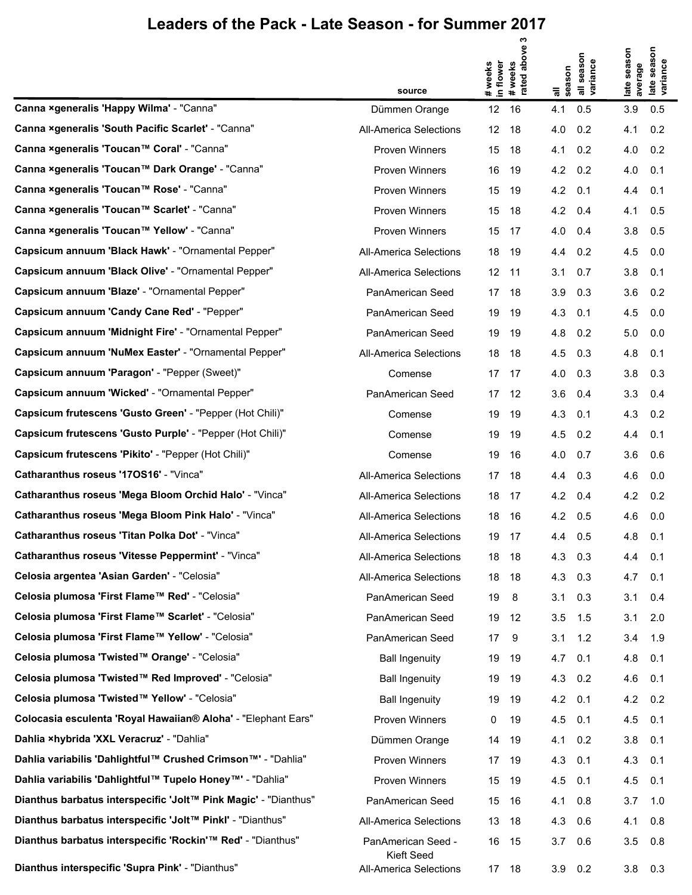# Leaders of the Pack - Late Season - for Summer 2017

| | source | # weeks in flower | # weeks rated above 3 | all season | all season variance | late season average | late season variance |
|---|---|---|---|---|---|---|---|
| **Canna ×generalis 'Happy Wilma'** - "Canna" | Dümmen Orange | 12 | 16 | 4.1 | 0.5 | 3.9 | 0.5 |
| **Canna ×generalis 'South Pacific Scarlet'** - "Canna" | All-America Selections | 12 | 18 | 4.0 | 0.2 | 4.1 | 0.2 |
| **Canna ×generalis 'Toucan™ Coral'** - "Canna" | Proven Winners | 15 | 18 | 4.1 | 0.2 | 4.0 | 0.2 |
| **Canna ×generalis 'Toucan™ Dark Orange'** - "Canna" | Proven Winners | 16 | 19 | 4.2 | 0.2 | 4.0 | 0.1 |
| **Canna ×generalis 'Toucan™ Rose'** - "Canna" | Proven Winners | 15 | 19 | 4.2 | 0.1 | 4.4 | 0.1 |
| **Canna ×generalis 'Toucan™ Scarlet'** - "Canna" | Proven Winners | 15 | 18 | 4.2 | 0.4 | 4.1 | 0.5 |
| **Canna ×generalis 'Toucan™ Yellow'** - "Canna" | Proven Winners | 15 | 17 | 4.0 | 0.4 | 3.8 | 0.5 |
| **Capsicum annuum 'Black Hawk'** - "Ornamental Pepper" | All-America Selections | 18 | 19 | 4.4 | 0.2 | 4.5 | 0.0 |
| **Capsicum annuum 'Black Olive'** - "Ornamental Pepper" | All-America Selections | 12 | 11 | 3.1 | 0.7 | 3.8 | 0.1 |
| **Capsicum annuum 'Blaze'** - "Ornamental Pepper" | PanAmerican Seed | 17 | 18 | 3.9 | 0.3 | 3.6 | 0.2 |
| **Capsicum annuum 'Candy Cane Red'** - "Pepper" | PanAmerican Seed | 19 | 19 | 4.3 | 0.1 | 4.5 | 0.0 |
| **Capsicum annuum 'Midnight Fire'** - "Ornamental Pepper" | PanAmerican Seed | 19 | 19 | 4.8 | 0.2 | 5.0 | 0.0 |
| **Capsicum annuum 'NuMex Easter'** - "Ornamental Pepper" | All-America Selections | 18 | 18 | 4.5 | 0.3 | 4.8 | 0.1 |
| **Capsicum annuum 'Paragon'** - "Pepper (Sweet)" | Comense | 17 | 17 | 4.0 | 0.3 | 3.8 | 0.3 |
| **Capsicum annuum 'Wicked'** - "Ornamental Pepper" | PanAmerican Seed | 17 | 12 | 3.6 | 0.4 | 3.3 | 0.4 |
| **Capsicum frutescens 'Gusto Green'** - "Pepper (Hot Chili)" | Comense | 19 | 19 | 4.3 | 0.1 | 4.3 | 0.2 |
| **Capsicum frutescens 'Gusto Purple'** - "Pepper (Hot Chili)" | Comense | 19 | 19 | 4.5 | 0.2 | 4.4 | 0.1 |
| **Capsicum frutescens 'Pikito'** - "Pepper (Hot Chili)" | Comense | 19 | 16 | 4.0 | 0.7 | 3.6 | 0.6 |
| **Catharanthus roseus '17OS16'** - "Vinca" | All-America Selections | 17 | 18 | 4.4 | 0.3 | 4.6 | 0.0 |
| **Catharanthus roseus 'Mega Bloom Orchid Halo'** - "Vinca" | All-America Selections | 18 | 17 | 4.2 | 0.4 | 4.2 | 0.2 |
| **Catharanthus roseus 'Mega Bloom Pink Halo'** - "Vinca" | All-America Selections | 18 | 16 | 4.2 | 0.5 | 4.6 | 0.0 |
| **Catharanthus roseus 'Titan Polka Dot'** - "Vinca" | All-America Selections | 19 | 17 | 4.4 | 0.5 | 4.8 | 0.1 |
| **Catharanthus roseus 'Vitesse Peppermint'** - "Vinca" | All-America Selections | 18 | 18 | 4.3 | 0.3 | 4.4 | 0.1 |
| **Celosia argentea 'Asian Garden'** - "Celosia" | All-America Selections | 18 | 18 | 4.3 | 0.3 | 4.7 | 0.1 |
| **Celosia plumosa 'First Flame™ Red'** - "Celosia" | PanAmerican Seed | 19 | 8 | 3.1 | 0.3 | 3.1 | 0.4 |
| **Celosia plumosa 'First Flame™ Scarlet'** - "Celosia" | PanAmerican Seed | 19 | 12 | 3.5 | 1.5 | 3.1 | 2.0 |
| **Celosia plumosa 'First Flame™ Yellow'** - "Celosia" | PanAmerican Seed | 17 | 9 | 3.1 | 1.2 | 3.4 | 1.9 |
| **Celosia plumosa 'Twisted™ Orange'** - "Celosia" | Ball Ingenuity | 19 | 19 | 4.7 | 0.1 | 4.8 | 0.1 |
| **Celosia plumosa 'Twisted™ Red Improved'** - "Celosia" | Ball Ingenuity | 19 | 19 | 4.3 | 0.2 | 4.6 | 0.1 |
| **Celosia plumosa 'Twisted™ Yellow'** - "Celosia" | Ball Ingenuity | 19 | 19 | 4.2 | 0.1 | 4.2 | 0.2 |
| **Colocasia esculenta 'Royal Hawaiian® Aloha'** - "Elephant Ears" | Proven Winners | 0 | 19 | 4.5 | 0.1 | 4.5 | 0.1 |
| **Dahlia ×hybrida 'XXL Veracruz'** - "Dahlia" | Dümmen Orange | 14 | 19 | 4.1 | 0.2 | 3.8 | 0.1 |
| **Dahlia variabilis 'Dahlightful™ Crushed Crimson™'** - "Dahlia" | Proven Winners | 17 | 19 | 4.3 | 0.1 | 4.3 | 0.1 |
| **Dahlia variabilis 'Dahlightful™ Tupelo Honey™'** - "Dahlia" | Proven Winners | 15 | 19 | 4.5 | 0.1 | 4.5 | 0.1 |
| **Dianthus barbatus interspecific 'Jolt™ Pink Magic'** - "Dianthus" | PanAmerican Seed | 15 | 16 | 4.1 | 0.8 | 3.7 | 1.0 |
| **Dianthus barbatus interspecific 'Jolt™ PinkI'** - "Dianthus" | All-America Selections | 13 | 18 | 4.3 | 0.6 | 4.1 | 0.8 |
| **Dianthus barbatus interspecific 'Rockin'™ Red'** - "Dianthus" | PanAmerican Seed - Kieft Seed | 16 | 15 | 3.7 | 0.6 | 3.5 | 0.8 |
| **Dianthus interspecific 'Supra Pink'** - "Dianthus" | All-America Selections | 17 | 18 | 3.9 | 0.2 | 3.8 | 0.3 |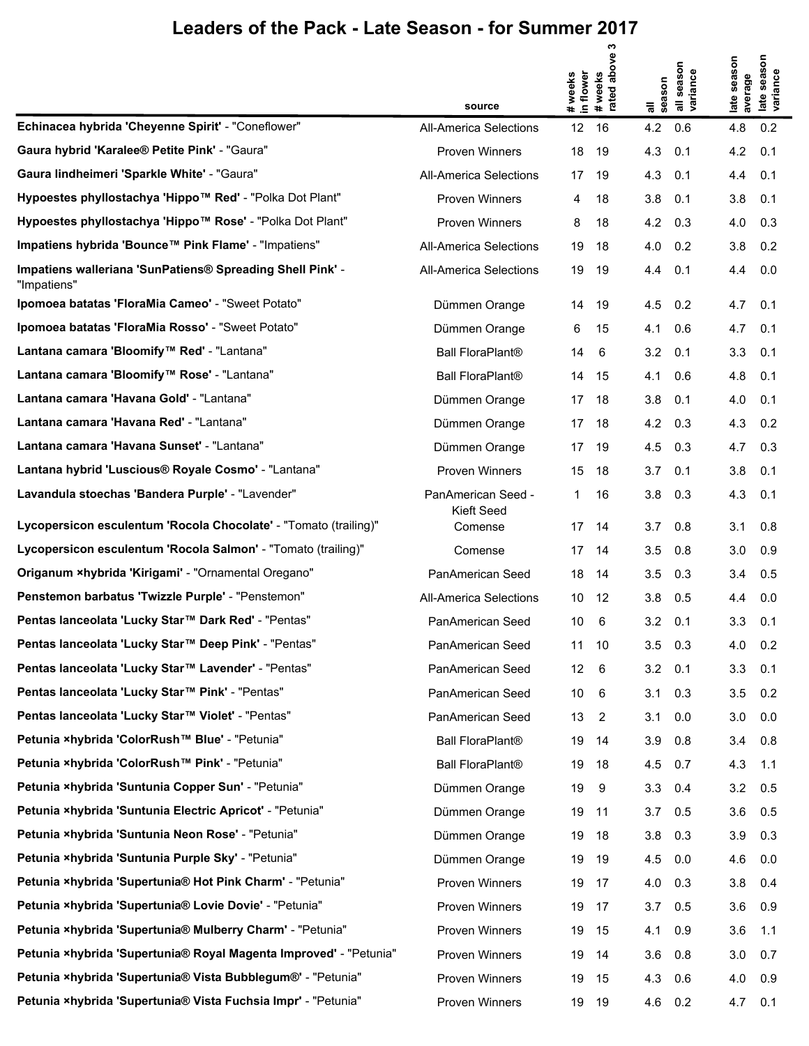# Leaders of the Pack - Late Season - for Summer 2017

| | source | # weeks in flower | # weeks rated above 3 | all season | all season variance | late season average | late season variance |
|---|---|---|---|---|---|---|---|
| **Echinacea hybrida 'Cheyenne Spirit'** - "Coneflower" | All-America Selections | 12 | 16 | 4.2 | 0.6 | 4.8 | 0.2 |
| **Gaura hybrid 'Karalee® Petite Pink'** - "Gaura" | Proven Winners | 18 | 19 | 4.3 | 0.1 | 4.2 | 0.1 |
| **Gaura lindheimeri 'Sparkle White'** - "Gaura" | All-America Selections | 17 | 19 | 4.3 | 0.1 | 4.4 | 0.1 |
| **Hypoestes phyllostachya 'Hippo™ Red'** - "Polka Dot Plant" | Proven Winners | 4 | 18 | 3.8 | 0.1 | 3.8 | 0.1 |
| **Hypoestes phyllostachya 'Hippo™ Rose'** - "Polka Dot Plant" | Proven Winners | 8 | 18 | 4.2 | 0.3 | 4.0 | 0.3 |
| **Impatiens hybrida 'Bounce™ Pink Flame'** - "Impatiens" | All-America Selections | 19 | 18 | 4.0 | 0.2 | 3.8 | 0.2 |
| **Impatiens walleriana 'SunPatiens® Spreading Shell Pink'** - "Impatiens" | All-America Selections | 19 | 19 | 4.4 | 0.1 | 4.4 | 0.0 |
| **Ipomoea batatas 'FloraMia Cameo'** - "Sweet Potato" | Dümmen Orange | 14 | 19 | 4.5 | 0.2 | 4.7 | 0.1 |
| **Ipomoea batatas 'FloraMia Rosso'** - "Sweet Potato" | Dümmen Orange | 6 | 15 | 4.1 | 0.6 | 4.7 | 0.1 |
| **Lantana camara 'Bloomify™ Red'** - "Lantana" | Ball FloraPlant® | 14 | 6 | 3.2 | 0.1 | 3.3 | 0.1 |
| **Lantana camara 'Bloomify™ Rose'** - "Lantana" | Ball FloraPlant® | 14 | 15 | 4.1 | 0.6 | 4.8 | 0.1 |
| **Lantana camara 'Havana Gold'** - "Lantana" | Dümmen Orange | 17 | 18 | 3.8 | 0.1 | 4.0 | 0.1 |
| **Lantana camara 'Havana Red'** - "Lantana" | Dümmen Orange | 17 | 18 | 4.2 | 0.3 | 4.3 | 0.2 |
| **Lantana camara 'Havana Sunset'** - "Lantana" | Dümmen Orange | 17 | 19 | 4.5 | 0.3 | 4.7 | 0.3 |
| **Lantana hybrid 'Luscious® Royale Cosmo'** - "Lantana" | Proven Winners | 15 | 18 | 3.7 | 0.1 | 3.8 | 0.1 |
| **Lavandula stoechas 'Bandera Purple'** - "Lavender" | PanAmerican Seed - Kieft Seed | 1 | 16 | 3.8 | 0.3 | 4.3 | 0.1 |
| **Lycopersicon esculentum 'Rocola Chocolate'** - "Tomato (trailing)" | Comense | 17 | 14 | 3.7 | 0.8 | 3.1 | 0.8 |
| **Lycopersicon esculentum 'Rocola Salmon'** - "Tomato (trailing)" | Comense | 17 | 14 | 3.5 | 0.8 | 3.0 | 0.9 |
| **Origanum ×hybrida 'Kirigami'** - "Ornamental Oregano" | PanAmerican Seed | 18 | 14 | 3.5 | 0.3 | 3.4 | 0.5 |
| **Penstemon barbatus 'Twizzle Purple'** - "Penstemon" | All-America Selections | 10 | 12 | 3.8 | 0.5 | 4.4 | 0.0 |
| **Pentas lanceolata 'Lucky Star™ Dark Red'** - "Pentas" | PanAmerican Seed | 10 | 6 | 3.2 | 0.1 | 3.3 | 0.1 |
| **Pentas lanceolata 'Lucky Star™ Deep Pink'** - "Pentas" | PanAmerican Seed | 11 | 10 | 3.5 | 0.3 | 4.0 | 0.2 |
| **Pentas lanceolata 'Lucky Star™ Lavender'** - "Pentas" | PanAmerican Seed | 12 | 6 | 3.2 | 0.1 | 3.3 | 0.1 |
| **Pentas lanceolata 'Lucky Star™ Pink'** - "Pentas" | PanAmerican Seed | 10 | 6 | 3.1 | 0.3 | 3.5 | 0.2 |
| **Pentas lanceolata 'Lucky Star™ Violet'** - "Pentas" | PanAmerican Seed | 13 | 2 | 3.1 | 0.0 | 3.0 | 0.0 |
| **Petunia ×hybrida 'ColorRush™ Blue'** - "Petunia" | Ball FloraPlant® | 19 | 14 | 3.9 | 0.8 | 3.4 | 0.8 |
| **Petunia ×hybrida 'ColorRush™ Pink'** - "Petunia" | Ball FloraPlant® | 19 | 18 | 4.5 | 0.7 | 4.3 | 1.1 |
| **Petunia ×hybrida 'Suntunia Copper Sun'** - "Petunia" | Dümmen Orange | 19 | 9 | 3.3 | 0.4 | 3.2 | 0.5 |
| **Petunia ×hybrida 'Suntunia Electric Apricot'** - "Petunia" | Dümmen Orange | 19 | 11 | 3.7 | 0.5 | 3.6 | 0.5 |
| **Petunia ×hybrida 'Suntunia Neon Rose'** - "Petunia" | Dümmen Orange | 19 | 18 | 3.8 | 0.3 | 3.9 | 0.3 |
| **Petunia ×hybrida 'Suntunia Purple Sky'** - "Petunia" | Dümmen Orange | 19 | 19 | 4.5 | 0.0 | 4.6 | 0.0 |
| **Petunia ×hybrida 'Supertunia® Hot Pink Charm'** - "Petunia" | Proven Winners | 19 | 17 | 4.0 | 0.3 | 3.8 | 0.4 |
| **Petunia ×hybrida 'Supertunia® Lovie Dovie'** - "Petunia" | Proven Winners | 19 | 17 | 3.7 | 0.5 | 3.6 | 0.9 |
| **Petunia ×hybrida 'Supertunia® Mulberry Charm'** - "Petunia" | Proven Winners | 19 | 15 | 4.1 | 0.9 | 3.6 | 1.1 |
| **Petunia ×hybrida 'Supertunia® Royal Magenta Improved'** - "Petunia" | Proven Winners | 19 | 14 | 3.6 | 0.8 | 3.0 | 0.7 |
| **Petunia ×hybrida 'Supertunia® Vista Bubblegum®'** - "Petunia" | Proven Winners | 19 | 15 | 4.3 | 0.6 | 4.0 | 0.9 |
| **Petunia ×hybrida 'Supertunia® Vista Fuchsia Impr'** - "Petunia" | Proven Winners | 19 | 19 | 4.6 | 0.2 | 4.7 | 0.1 |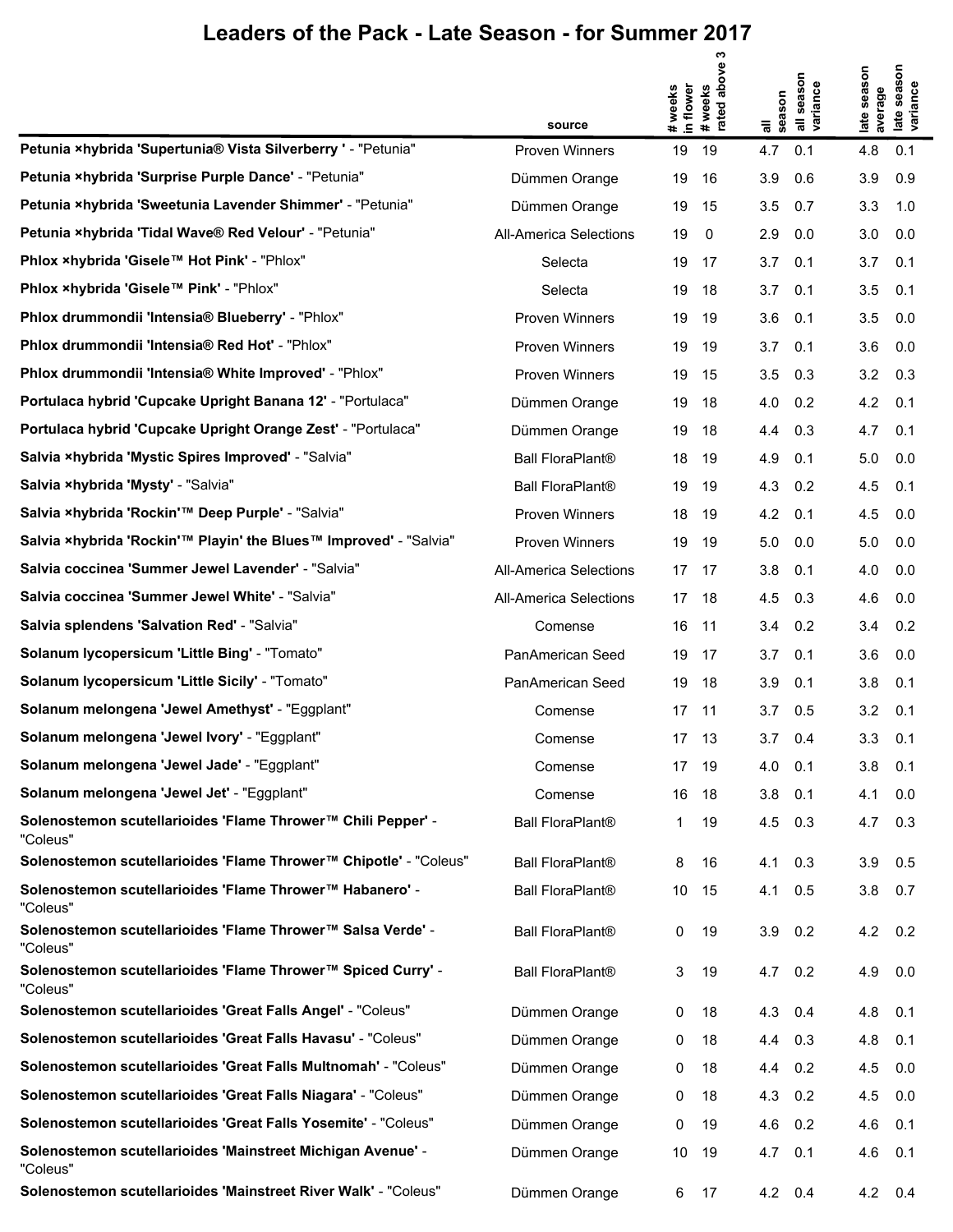# Leaders of the Pack - Late Season - for Summer 2017

| | source | # weeks in flower | # weeks rated above 3 | all season | all season variance | late season average | late season variance |
|---|---|---|---|---|---|---|---|
| **Petunia ×hybrida 'Supertunia® Vista Silverberry '** - "Petunia" | Proven Winners | 19 | 19 | 4.7 | 0.1 | 4.8 | 0.1 |
| **Petunia ×hybrida 'Surprise Purple Dance'** - "Petunia" | Dümmen Orange | 19 | 16 | 3.9 | 0.6 | 3.9 | 0.9 |
| **Petunia ×hybrida 'Sweetunia Lavender Shimmer'** - "Petunia" | Dümmen Orange | 19 | 15 | 3.5 | 0.7 | 3.3 | 1.0 |
| **Petunia ×hybrida 'Tidal Wave® Red Velour'** - "Petunia" | All-America Selections | 19 | 0 | 2.9 | 0.0 | 3.0 | 0.0 |
| **Phlox ×hybrida 'Gisele™ Hot Pink'** - "Phlox" | Selecta | 19 | 17 | 3.7 | 0.1 | 3.7 | 0.1 |
| **Phlox ×hybrida 'Gisele™ Pink'** - "Phlox" | Selecta | 19 | 18 | 3.7 | 0.1 | 3.5 | 0.1 |
| **Phlox drummondii 'Intensia® Blueberry'** - "Phlox" | Proven Winners | 19 | 19 | 3.6 | 0.1 | 3.5 | 0.0 |
| **Phlox drummondii 'Intensia® Red Hot'** - "Phlox" | Proven Winners | 19 | 19 | 3.7 | 0.1 | 3.6 | 0.0 |
| **Phlox drummondii 'Intensia® White Improved'** - "Phlox" | Proven Winners | 19 | 15 | 3.5 | 0.3 | 3.2 | 0.3 |
| **Portulaca hybrid 'Cupcake Upright Banana 12'** - "Portulaca" | Dümmen Orange | 19 | 18 | 4.0 | 0.2 | 4.2 | 0.1 |
| **Portulaca hybrid 'Cupcake Upright Orange Zest'** - "Portulaca" | Dümmen Orange | 19 | 18 | 4.4 | 0.3 | 4.7 | 0.1 |
| **Salvia ×hybrida 'Mystic Spires Improved'** - "Salvia" | Ball FloraPlant® | 18 | 19 | 4.9 | 0.1 | 5.0 | 0.0 |
| **Salvia ×hybrida 'Mysty'** - "Salvia" | Ball FloraPlant® | 19 | 19 | 4.3 | 0.2 | 4.5 | 0.1 |
| **Salvia ×hybrida 'Rockin'™ Deep Purple'** - "Salvia" | Proven Winners | 18 | 19 | 4.2 | 0.1 | 4.5 | 0.0 |
| **Salvia ×hybrida 'Rockin'™ Playin' the Blues™ Improved'** - "Salvia" | Proven Winners | 19 | 19 | 5.0 | 0.0 | 5.0 | 0.0 |
| **Salvia coccinea 'Summer Jewel Lavender'** - "Salvia" | All-America Selections | 17 | 17 | 3.8 | 0.1 | 4.0 | 0.0 |
| **Salvia coccinea 'Summer Jewel White'** - "Salvia" | All-America Selections | 17 | 18 | 4.5 | 0.3 | 4.6 | 0.0 |
| **Salvia splendens 'Salvation Red'** - "Salvia" | Comense | 16 | 11 | 3.4 | 0.2 | 3.4 | 0.2 |
| **Solanum lycopersicum 'Little Bing'** - "Tomato" | PanAmerican Seed | 19 | 17 | 3.7 | 0.1 | 3.6 | 0.0 |
| **Solanum lycopersicum 'Little Sicily'** - "Tomato" | PanAmerican Seed | 19 | 18 | 3.9 | 0.1 | 3.8 | 0.1 |
| **Solanum melongena 'Jewel Amethyst'** - "Eggplant" | Comense | 17 | 11 | 3.7 | 0.5 | 3.2 | 0.1 |
| **Solanum melongena 'Jewel Ivory'** - "Eggplant" | Comense | 17 | 13 | 3.7 | 0.4 | 3.3 | 0.1 |
| **Solanum melongena 'Jewel Jade'** - "Eggplant" | Comense | 17 | 19 | 4.0 | 0.1 | 3.8 | 0.1 |
| **Solanum melongena 'Jewel Jet'** - "Eggplant" | Comense | 16 | 18 | 3.8 | 0.1 | 4.1 | 0.0 |
| **Solenostemon scutellarioides 'Flame Thrower™ Chili Pepper'** - "Coleus" | Ball FloraPlant® | 1 | 19 | 4.5 | 0.3 | 4.7 | 0.3 |
| **Solenostemon scutellarioides 'Flame Thrower™ Chipotle'** - "Coleus" | Ball FloraPlant® | 8 | 16 | 4.1 | 0.3 | 3.9 | 0.5 |
| **Solenostemon scutellarioides 'Flame Thrower™ Habanero'** - "Coleus" | Ball FloraPlant® | 10 | 15 | 4.1 | 0.5 | 3.8 | 0.7 |
| **Solenostemon scutellarioides 'Flame Thrower™ Salsa Verde'** - "Coleus" | Ball FloraPlant® | 0 | 19 | 3.9 | 0.2 | 4.2 | 0.2 |
| **Solenostemon scutellarioides 'Flame Thrower™ Spiced Curry'** - "Coleus" | Ball FloraPlant® | 3 | 19 | 4.7 | 0.2 | 4.9 | 0.0 |
| **Solenostemon scutellarioides 'Great Falls Angel'** - "Coleus" | Dümmen Orange | 0 | 18 | 4.3 | 0.4 | 4.8 | 0.1 |
| **Solenostemon scutellarioides 'Great Falls Havasu'** - "Coleus" | Dümmen Orange | 0 | 18 | 4.4 | 0.3 | 4.8 | 0.1 |
| **Solenostemon scutellarioides 'Great Falls Multnomah'** - "Coleus" | Dümmen Orange | 0 | 18 | 4.4 | 0.2 | 4.5 | 0.0 |
| **Solenostemon scutellarioides 'Great Falls Niagara'** - "Coleus" | Dümmen Orange | 0 | 18 | 4.3 | 0.2 | 4.5 | 0.0 |
| **Solenostemon scutellarioides 'Great Falls Yosemite'** - "Coleus" | Dümmen Orange | 0 | 19 | 4.6 | 0.2 | 4.6 | 0.1 |
| **Solenostemon scutellarioides 'Mainstreet Michigan Avenue'** - "Coleus" | Dümmen Orange | 10 | 19 | 4.7 | 0.1 | 4.6 | 0.1 |
| **Solenostemon scutellarioides 'Mainstreet River Walk'** - "Coleus" | Dümmen Orange | 6 | 17 | 4.2 | 0.4 | 4.2 | 0.4 |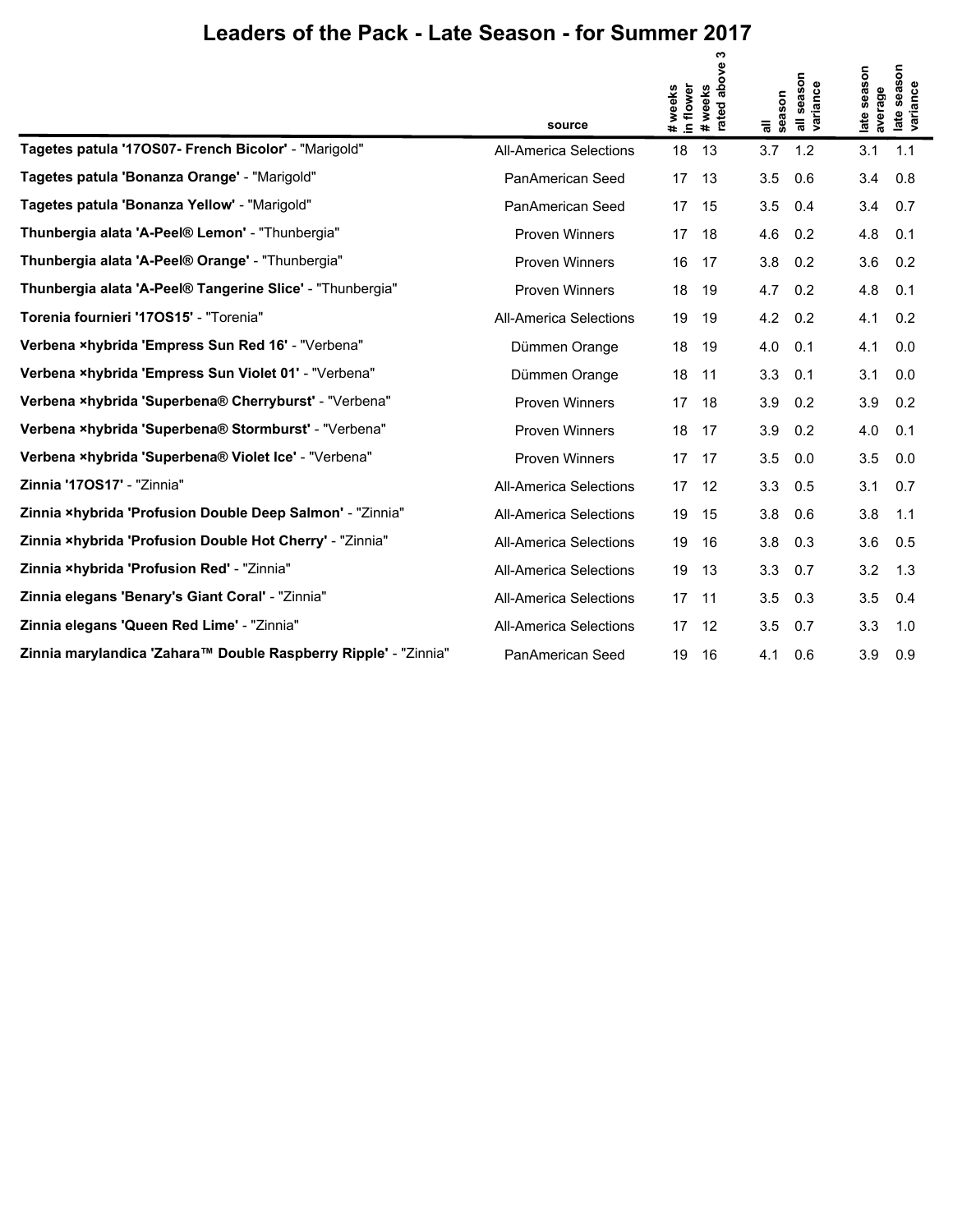# Leaders of the Pack - Late Season - for Summer 2017

| | source | # weeks in flower | # weeks rated above 3 | all season | all season variance | late season average | late season variance |
|---|---|---|---|---|---|---|---|
| **Tagetes patula '17OS07- French Bicolor'** - "Marigold" | All-America Selections | 18 | 13 | 3.7 | 1.2 | 3.1 | 1.1 |
| **Tagetes patula 'Bonanza Orange'** - "Marigold" | PanAmerican Seed | 17 | 13 | 3.5 | 0.6 | 3.4 | 0.8 |
| **Tagetes patula 'Bonanza Yellow'** - "Marigold" | PanAmerican Seed | 17 | 15 | 3.5 | 0.4 | 3.4 | 0.7 |
| **Thunbergia alata 'A-Peel® Lemon'** - "Thunbergia" | Proven Winners | 17 | 18 | 4.6 | 0.2 | 4.8 | 0.1 |
| **Thunbergia alata 'A-Peel® Orange'** - "Thunbergia" | Proven Winners | 16 | 17 | 3.8 | 0.2 | 3.6 | 0.2 |
| **Thunbergia alata 'A-Peel® Tangerine Slice'** - "Thunbergia" | Proven Winners | 18 | 19 | 4.7 | 0.2 | 4.8 | 0.1 |
| **Torenia fournieri '17OS15'** - "Torenia" | All-America Selections | 19 | 19 | 4.2 | 0.2 | 4.1 | 0.2 |
| **Verbena ×hybrida 'Empress Sun Red 16'** - "Verbena" | Dümmen Orange | 18 | 19 | 4.0 | 0.1 | 4.1 | 0.0 |
| **Verbena ×hybrida 'Empress Sun Violet 01'** - "Verbena" | Dümmen Orange | 18 | 11 | 3.3 | 0.1 | 3.1 | 0.0 |
| **Verbena ×hybrida 'Superbena® Cherryburst'** - "Verbena" | Proven Winners | 17 | 18 | 3.9 | 0.2 | 3.9 | 0.2 |
| **Verbena ×hybrida 'Superbena® Stormburst'** - "Verbena" | Proven Winners | 18 | 17 | 3.9 | 0.2 | 4.0 | 0.1 |
| **Verbena ×hybrida 'Superbena® Violet Ice'** - "Verbena" | Proven Winners | 17 | 17 | 3.5 | 0.0 | 3.5 | 0.0 |
| **Zinnia '17OS17'** - "Zinnia" | All-America Selections | 17 | 12 | 3.3 | 0.5 | 3.1 | 0.7 |
| **Zinnia ×hybrida 'Profusion Double Deep Salmon'** - "Zinnia" | All-America Selections | 19 | 15 | 3.8 | 0.6 | 3.8 | 1.1 |
| **Zinnia ×hybrida 'Profusion Double Hot Cherry'** - "Zinnia" | All-America Selections | 19 | 16 | 3.8 | 0.3 | 3.6 | 0.5 |
| **Zinnia ×hybrida 'Profusion Red'** - "Zinnia" | All-America Selections | 19 | 13 | 3.3 | 0.7 | 3.2 | 1.3 |
| **Zinnia elegans 'Benary's Giant Coral'** - "Zinnia" | All-America Selections | 17 | 11 | 3.5 | 0.3 | 3.5 | 0.4 |
| **Zinnia elegans 'Queen Red Lime'** - "Zinnia" | All-America Selections | 17 | 12 | 3.5 | 0.7 | 3.3 | 1.0 |
| **Zinnia marylandica 'Zahara™ Double Raspberry Ripple'** - "Zinnia" | PanAmerican Seed | 19 | 16 | 4.1 | 0.6 | 3.9 | 0.9 |